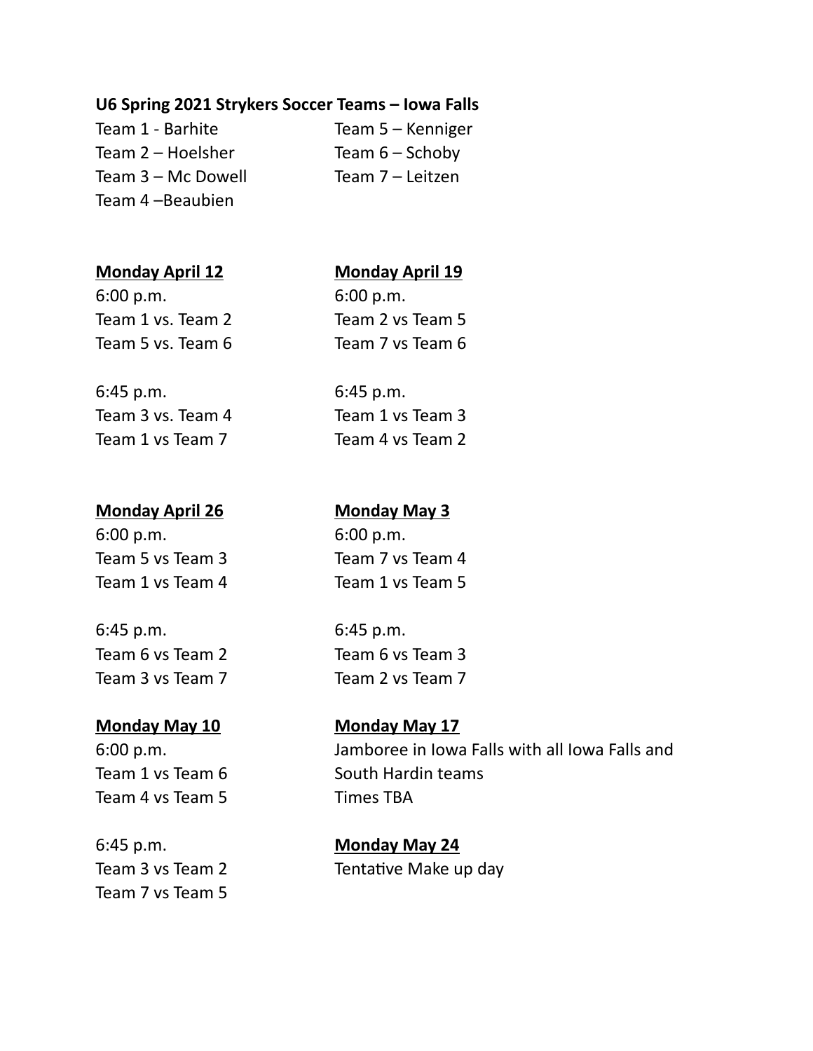**U6 Spring 2021 Strykers Soccer Teams – Iowa Falls**

Team 1 - Barhite
Team 2 – Hoelsher
Team 3 – Mc Dowell
Team 4 –Beaubien
Team 5 – Kenniger
Team 6 – Schoby
Team 7 – Leitzen

<u>**Monday April 12**</u>

6:00 p.m.
Team 1 vs. Team 2
Team 5 vs. Team 6

6:45 p.m.
Team 3 vs. Team 4
Team 1 vs Team 7

<u>**Monday April 19**</u>

6:00 p.m.
Team 2 vs Team 5
Team 7 vs Team 6

6:45 p.m.
Team 1 vs Team 3
Team 4 vs Team 2

<u>**Monday April 26**</u>

6:00 p.m.
Team 5 vs Team 3
Team 1 vs Team 4

6:45 p.m.
Team 6 vs Team 2
Team 3 vs Team 7

<u>**Monday May 3**</u>

6:00 p.m.
Team 7 vs Team 4
Team 1 vs Team 5

6:45 p.m.
Team 6 vs Team 3
Team 2 vs Team 7

<u>**Monday May 10**</u>

6:00 p.m.
Team 1 vs Team 6
Team 4 vs Team 5

6:45 p.m.
Team 3 vs Team 2
Team 7 vs Team 5

<u>**Monday May 17**</u>

Jamboree in Iowa Falls with all Iowa Falls and South Hardin teams
Times TBA

<u>**Monday May 24**</u>

Tentative Make up day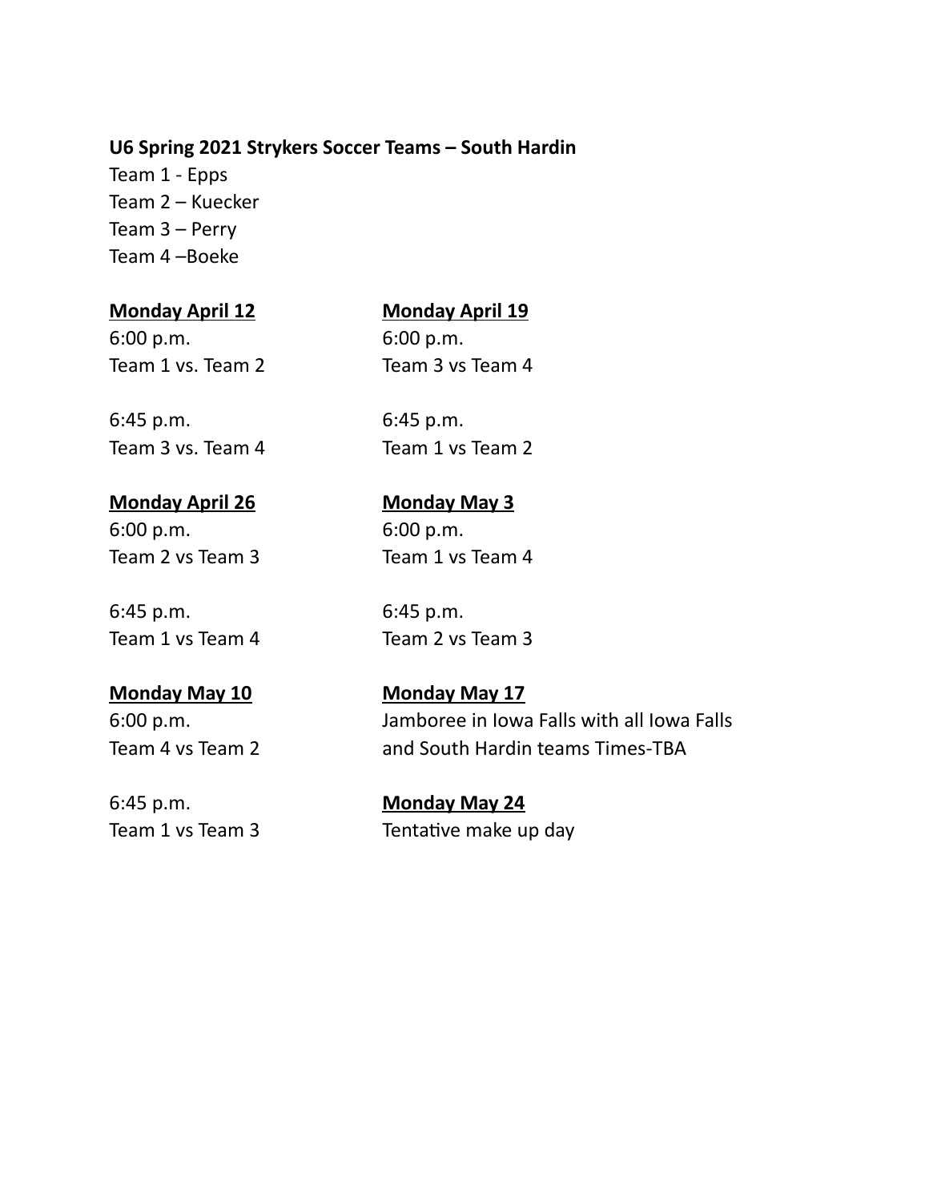**U6 Spring 2021 Strykers Soccer Teams – South Hardin**

Team 1 - Epps
Team 2 – Kuecker
Team 3 – Perry
Team 4 –Boeke

**Monday April 12**

6:00 p.m.
Team 1 vs. Team 2

6:45 p.m.
Team 3 vs. Team 4

**Monday April 19**

6:00 p.m.
Team 3 vs Team 4

6:45 p.m.
Team 1 vs Team 2

**Monday April 26**

6:00 p.m.
Team 2 vs Team 3

6:45 p.m.
Team 1 vs Team 4

**Monday May 3**

6:00 p.m.
Team 1 vs Team 4

6:45 p.m.
Team 2 vs Team 3

**Monday May 10**

6:00 p.m.
Team 4 vs Team 2

6:45 p.m.
Team 1 vs Team 3

**Monday May 17**

Jamboree in Iowa Falls with all Iowa Falls and South Hardin teams Times-TBA

**Monday May 24**

Tentative make up day